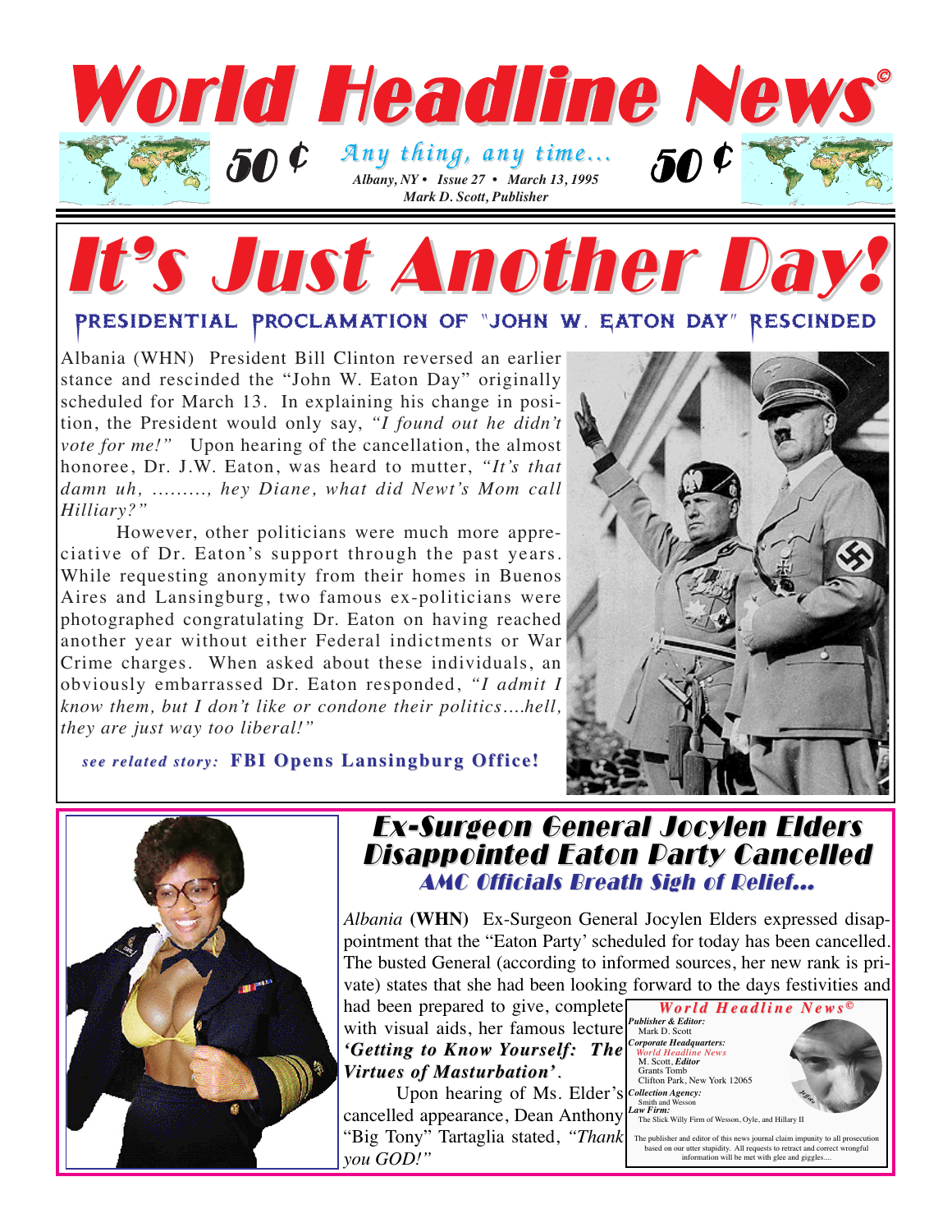# World Headline News©

50 ¢ *Any thing, any time...* 50 ¢

*Albany, NY • Issue 27 • March 13, 1995*
*Mark D. Scott, Publisher*

# It's Just Another Day!

## PRESIDENTIAL PROCLAMATION OF "JOHN W. EATON DAY" RESCINDED

Albania (WHN) President Bill Clinton reversed an earlier stance and rescinded the "John W. Eaton Day" originally scheduled for March 13. In explaining his change in position, the President would only say, *"I found out he didn't vote for me!"* Upon hearing of the cancellation, the almost honoree, Dr. J.W. Eaton, was heard to mutter, *"It's that damn uh, ........., hey Diane, what did Newt's Mom call Hilliary?"*

However, other politicians were much more appreciative of Dr. Eaton's support through the past years. While requesting anonymity from their homes in Buenos Aires and Lansingburg, two famous ex-politicians were photographed congratulating Dr. Eaton on having reached another year without either Federal indictments or War Crime charges. When asked about these individuals, an obviously embarrassed Dr. Eaton responded, *"I admit I know them, but I don't like or condone their politics....hell, they are just way too liberal!"*

*see related story:* **FBI Opens Lansingburg Office!**

## Ex-Surgeon General Jocylen Elders Disappointed Eaton Party Cancelled

### AMC Officials Breath Sigh of Relief...

*Albania* **(WHN)** Ex-Surgeon General Jocylen Elders expressed disappointment that the "Eaton Party' scheduled for today has been cancelled. The busted General (according to informed sources, her new rank is private) states that she had been looking forward to the days festivities and had been prepared to give, complete with visual aids, her famous lecture ***'Getting to Know Yourself: The Virtues of Masturbation'***.

Upon hearing of Ms. Elder's cancelled appearance, Dean Anthony "Big Tony" Tartaglia stated, *"Thank you GOD!"*

---

**World Headline News©**

***Publisher & Editor:***
Mark D. Scott

***Corporate Headquarters:***
World Headline News
M. Scott, ***Editor***
Grants Tomb
Clifton Park, New York 12065

***Collection Agency:***
Smith and Wesson

***Law Firm:***
The Slick Willy Firm of Wesson, Oyle, and Hillary II

The publisher and editor of this news journal claim impunity to all prosecution based on our utter stupidity. All requests to retract and correct wrongful information will be met with glee and giggles....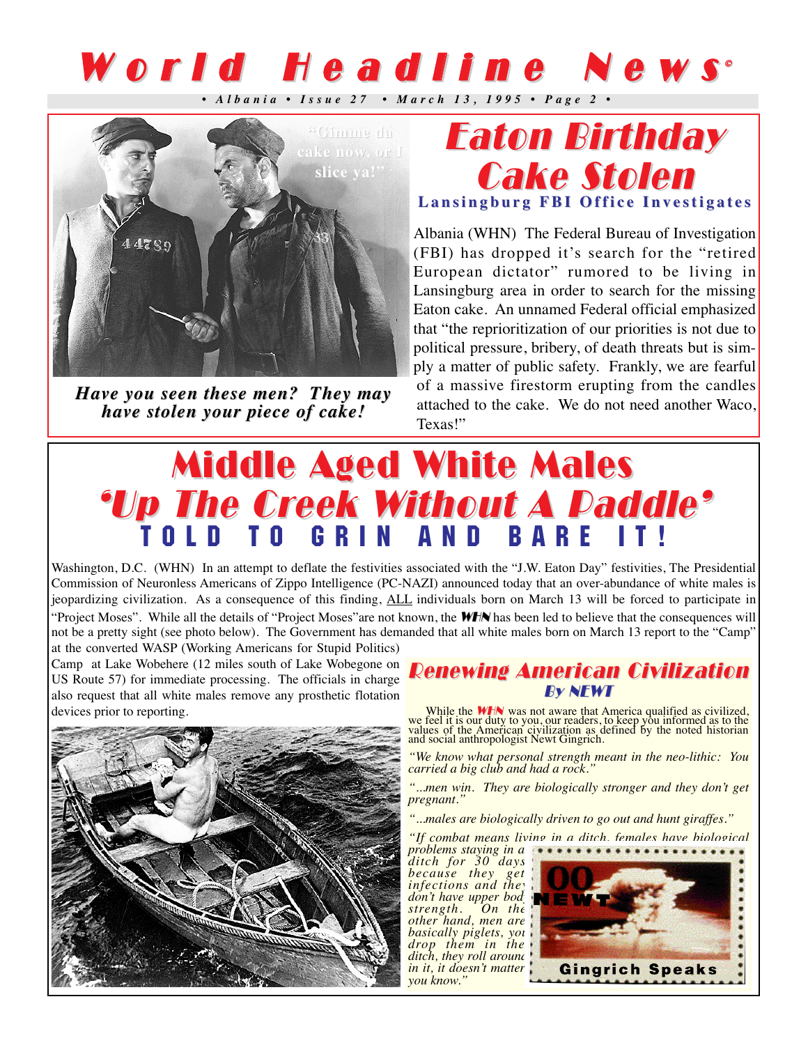# World Headline News

## Eaton Birthday Cake Stolen

### Lansingburg FBI Office Investigates

"Gimme da cake now, or I slice ya!"

***Have you seen these men? They may have stolen your piece of cake!***

Albania (WHN) The Federal Bureau of Investigation (FBI) has dropped it's search for the "retired European dictator" rumored to be living in Lansingburg area in order to search for the missing Eaton cake. An unnamed Federal official emphasized that "the reprioritization of our priorities is not due to political pressure, bribery, of death threats but is simply a matter of public safety. Frankly, we are fearful of a massive firestorm erupting from the candles attached to the cake. We do not need another Waco, Texas!"

## Middle Aged White Males 'Up The Creek Without A Paddle'

### TOLD TO GRIN AND BARE IT!

Washington, D.C. (WHN) In an attempt to deflate the festivities associated with the "J.W. Eaton Day" festivities, The Presidential Commission of Neuronless Americans of Zippo Intelligence (PC-NAZI) announced today that an over-abundance of white males is jeopardizing civilization. As a consequence of this finding, ALL individuals born on March 13 will be forced to participate in "Project Moses". While all the details of "Project Moses"are not known, the **WHN** has been led to believe that the consequences will not be a pretty sight (see photo below). The Government has demanded that all white males born on March 13 report to the "Camp" at the converted WASP (Working Americans for Stupid Politics) Camp at Lake Wobehere (12 miles south of Lake Wobegone on US Route 57) for immediate processing. The officials in charge also request that all white males remove any prosthetic flotation devices prior to reporting.

## Renewing American Civilization

### By NEWT

While the **WHN** was not aware that America qualified as civilized, we feel it is our duty to you, our readers, to keep you informed as to the values of the American civilization as defined by the noted historian and social anthropologist Newt Gingrich.

*"We know what personal strength meant in the neo-lithic: You carried a big club and had a rock."*

*"...men win. They are biologically stronger and they don't get pregnant."*

*"...males are biologically driven to go out and hunt giraffes."*

*"If combat means living in a ditch, females have biological problems staying in a ditch for 30 days because they get infections and they don't have upper body strength. On the other hand, men are basically piglets, you drop them in the ditch, they roll around in it, it doesn't matter you know."*

00 NEWT

Gingrich Speaks